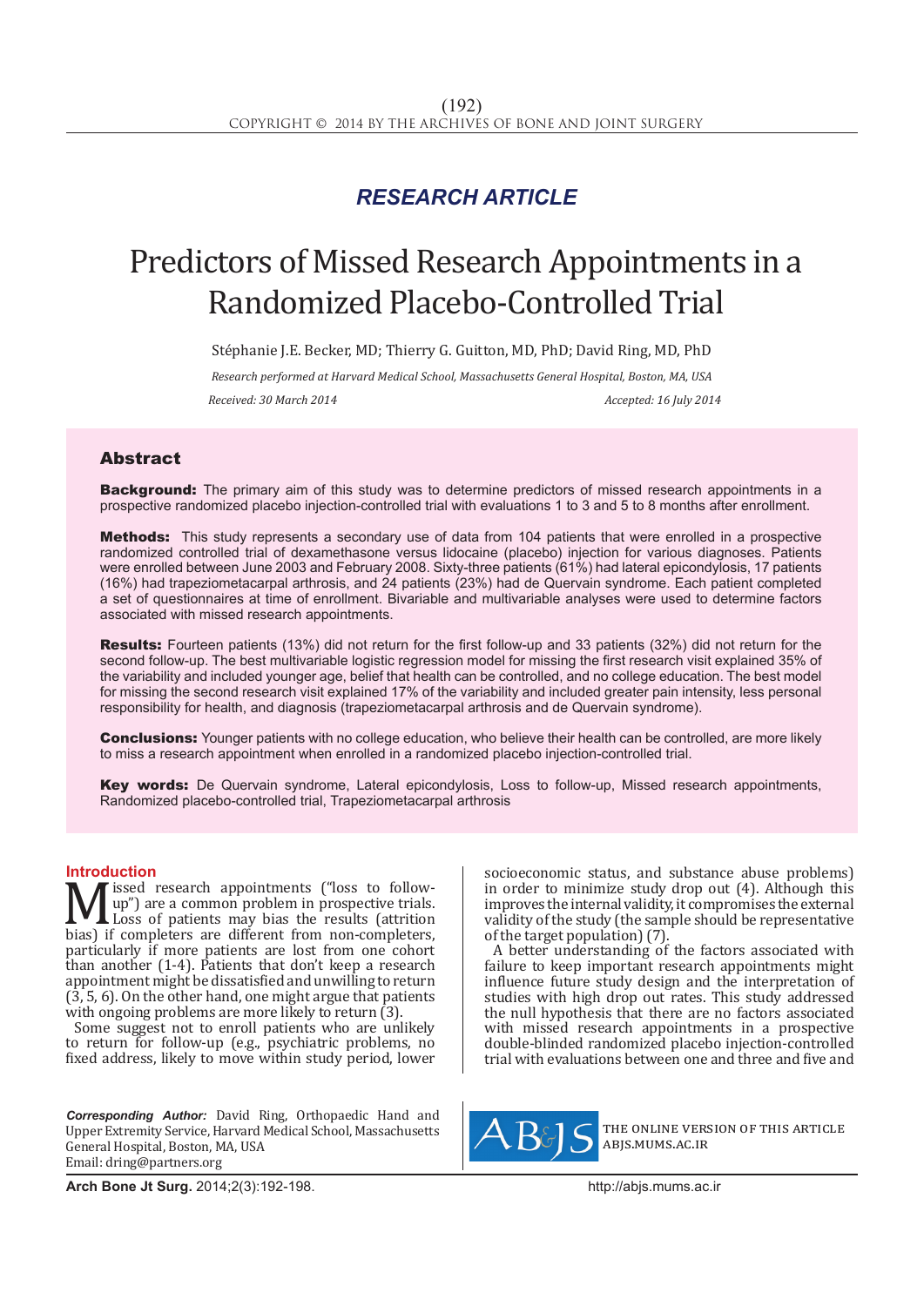*RESEARCH ARTICLE*

# Predictors of Missed Research Appointments in a Randomized Placebo-Controlled Trial

Stéphanie J.E. Becker, MD; Thierry G. Guitton, MD, PhD; David Ring, MD, PhD

*Research performed at Harvard Medical School, Massachusetts General Hospital, Boston, MA, USA*

*Received: 30 March 2014* *Accepted: 16 July 2014*

## Abstract

**Background:** The primary aim of this study was to determine predictors of missed research appointments in a prospective randomized placebo injection-controlled trial with evaluations 1 to 3 and 5 to 8 months after enrollment.

**Methods:** This study represents a secondary use of data from 104 patients that were enrolled in a prospective randomized controlled trial of dexamethasone versus lidocaine (placebo) injection for various diagnoses. Patients were enrolled between June 2003 and February 2008. Sixty-three patients (61%) had lateral epicondylosis, 17 patients (16%) had trapeziometacarpal arthrosis, and 24 patients (23%) had de Quervain syndrome. Each patient completed a set of questionnaires at time of enrollment. Bivariable and multivariable analyses were used to determine factors associated with missed research appointments.

**Results:** Fourteen patients (13%) did not return for the first follow-up and 33 patients (32%) did not return for the second follow-up. The best multivariable logistic regression model for missing the first research visit explained 35% of the variability and included younger age, belief that health can be controlled, and no college education. The best model for missing the second research visit explained 17% of the variability and included greater pain intensity, less personal responsibility for health, and diagnosis (trapeziometacarpal arthrosis and de Quervain syndrome).

**Conclusions:** Younger patients with no college education, who believe their health can be controlled, are more likely to miss a research appointment when enrolled in a randomized placebo injection-controlled trial.

**Key words:** De Quervain syndrome, Lateral epicondylosis, Loss to follow-up, Missed research appointments, Randomized placebo-controlled trial, Trapeziometacarpal arthrosis

## Introduction

Missed research appointments ("loss to follow-up") are a common problem in prospective trials. Loss of patients may bias the results (attrition bias) if completers are different from non-completers, particularly if more patients are lost from one cohort than another (1-4). Patients that don't keep a research appointment might be dissatisfied and unwilling to return (3, 5, 6). On the other hand, one might argue that patients with ongoing problems are more likely to return (3).

Some suggest not to enroll patients who are unlikely to return for follow-up (e.g., psychiatric problems, no fixed address, likely to move within study period, lower socioeconomic status, and substance abuse problems) in order to minimize study drop out (4). Although this improves the internal validity, it compromises the external validity of the study (the sample should be representative of the target population) (7).

A better understanding of the factors associated with failure to keep important research appointments might influence future study design and the interpretation of studies with high drop out rates. This study addressed the null hypothesis that there are no factors associated with missed research appointments in a prospective double-blinded randomized placebo injection-controlled trial with evaluations between one and three and five and

*Corresponding Author:* David Ring, Orthopaedic Hand and Upper Extremity Service, Harvard Medical School, Massachusetts General Hospital, Boston, MA, USA
Email: dring@partners.org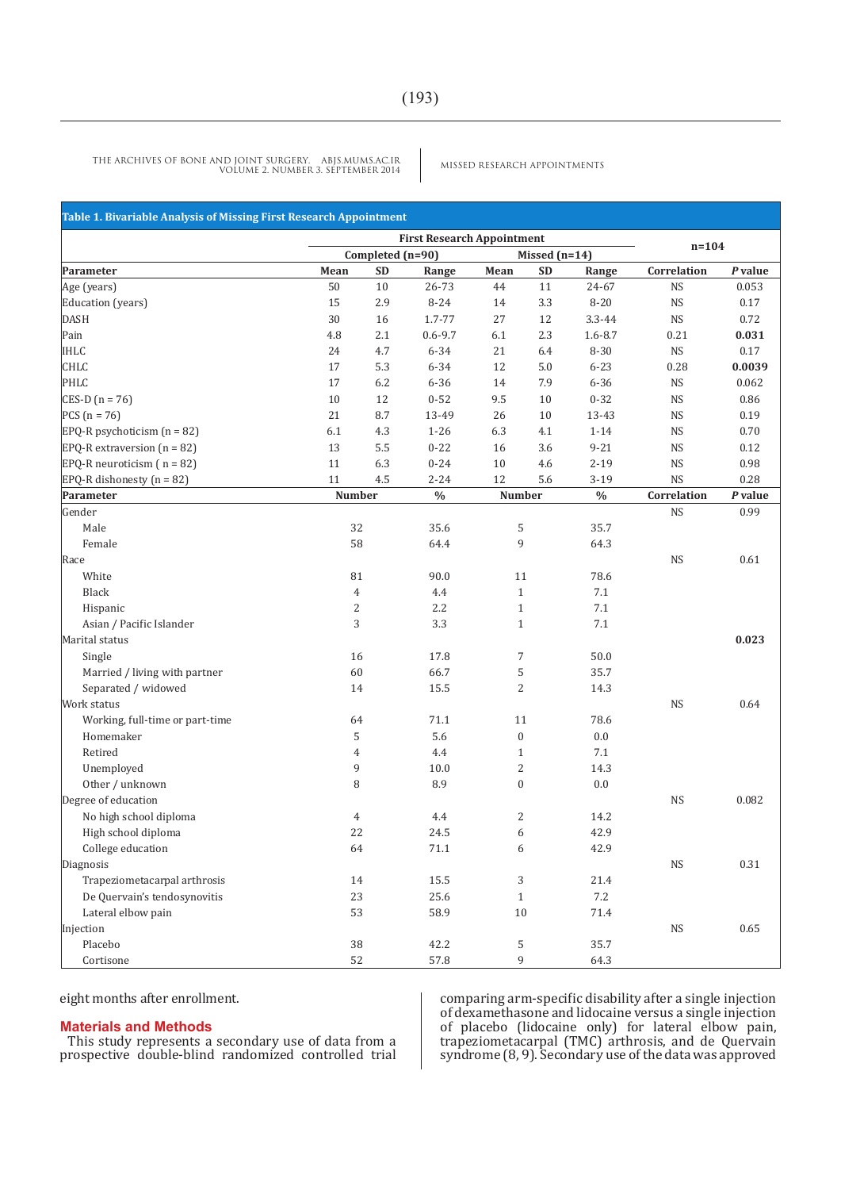**Table 1. Bivariable Analysis of Missing First Research Appointment**

| | First Research Appointment | | | | | | n=104 | |
|---|---|---|---|---|---|---|---|---|
| | Completed (n=90) | | | Missed (n=14) | | | | |
| **Parameter** | **Mean** | **SD** | **Range** | **Mean** | **SD** | **Range** | **Correlation** | ***P* value** |
| Age (years) | 50 | 10 | 26-73 | 44 | 11 | 24-67 | NS | 0.053 |
| Education (years) | 15 | 2.9 | 8-24 | 14 | 3.3 | 8-20 | NS | 0.17 |
| DASH | 30 | 16 | 1.7-77 | 27 | 12 | 3.3-44 | NS | 0.72 |
| Pain | 4.8 | 2.1 | 0.6-9.7 | 6.1 | 2.3 | 1.6-8.7 | 0.21 | **0.031** |
| IHLC | 24 | 4.7 | 6-34 | 21 | 6.4 | 8-30 | NS | 0.17 |
| CHLC | 17 | 5.3 | 6-34 | 12 | 5.0 | 6-23 | 0.28 | **0.0039** |
| PHLC | 17 | 6.2 | 6-36 | 14 | 7.9 | 6-36 | NS | 0.062 |
| CES-D (n = 76) | 10 | 12 | 0-52 | 9.5 | 10 | 0-32 | NS | 0.86 |
| PCS (n = 76) | 21 | 8.7 | 13-49 | 26 | 10 | 13-43 | NS | 0.19 |
| EPQ-R psychoticism (n = 82) | 6.1 | 4.3 | 1-26 | 6.3 | 4.1 | 1-14 | NS | 0.70 |
| EPQ-R extraversion (n = 82) | 13 | 5.5 | 0-22 | 16 | 3.6 | 9-21 | NS | 0.12 |
| EPQ-R neuroticism ( n = 82) | 11 | 6.3 | 0-24 | 10 | 4.6 | 2-19 | NS | 0.98 |
| EPQ-R dishonesty (n = 82) | 11 | 4.5 | 2-24 | 12 | 5.6 | 3-19 | NS | 0.28 |
| **Parameter** | **Number** | | **%** | **Number** | | **%** | **Correlation** | ***P* value** |
| Gender | | | | | | | NS | 0.99 |
| Male | 32 | | 35.6 | 5 | | 35.7 | | |
| Female | 58 | | 64.4 | 9 | | 64.3 | | |
| Race | | | | | | | NS | 0.61 |
| White | 81 | | 90.0 | 11 | | 78.6 | | |
| Black | 4 | | 4.4 | 1 | | 7.1 | | |
| Hispanic | 2 | | 2.2 | 1 | | 7.1 | | |
| Asian / Pacific Islander | 3 | | 3.3 | 1 | | 7.1 | | |
| Marital status | | | | | | | | **0.023** |
| Single | 16 | | 17.8 | 7 | | 50.0 | | |
| Married / living with partner | 60 | | 66.7 | 5 | | 35.7 | | |
| Separated / widowed | 14 | | 15.5 | 2 | | 14.3 | | |
| Work status | | | | | | | NS | 0.64 |
| Working, full-time or part-time | 64 | | 71.1 | 11 | | 78.6 | | |
| Homemaker | 5 | | 5.6 | 0 | | 0.0 | | |
| Retired | 4 | | 4.4 | 1 | | 7.1 | | |
| Unemployed | 9 | | 10.0 | 2 | | 14.3 | | |
| Other / unknown | 8 | | 8.9 | 0 | | 0.0 | | |
| Degree of education | | | | | | | NS | 0.082 |
| No high school diploma | 4 | | 4.4 | 2 | | 14.2 | | |
| High school diploma | 22 | | 24.5 | 6 | | 42.9 | | |
| College education | 64 | | 71.1 | 6 | | 42.9 | | |
| Diagnosis | | | | | | | NS | 0.31 |
| Trapeziometacarpal arthrosis | 14 | | 15.5 | 3 | | 21.4 | | |
| De Quervain's tendosynovitis | 23 | | 25.6 | 1 | | 7.2 | | |
| Lateral elbow pain | 53 | | 58.9 | 10 | | 71.4 | | |
| Injection | | | | | | | NS | 0.65 |
| Placebo | 38 | | 42.2 | 5 | | 35.7 | | |
| Cortisone | 52 | | 57.8 | 9 | | 64.3 | | |

eight months after enrollment.

## Materials and Methods

This study represents a secondary use of data from a prospective double-blind randomized controlled trial comparing arm-specific disability after a single injection of dexamethasone and lidocaine versus a single injection of placebo (lidocaine only) for lateral elbow pain, trapeziometacarpal (TMC) arthrosis, and de Quervain syndrome (8, 9). Secondary use of the data was approved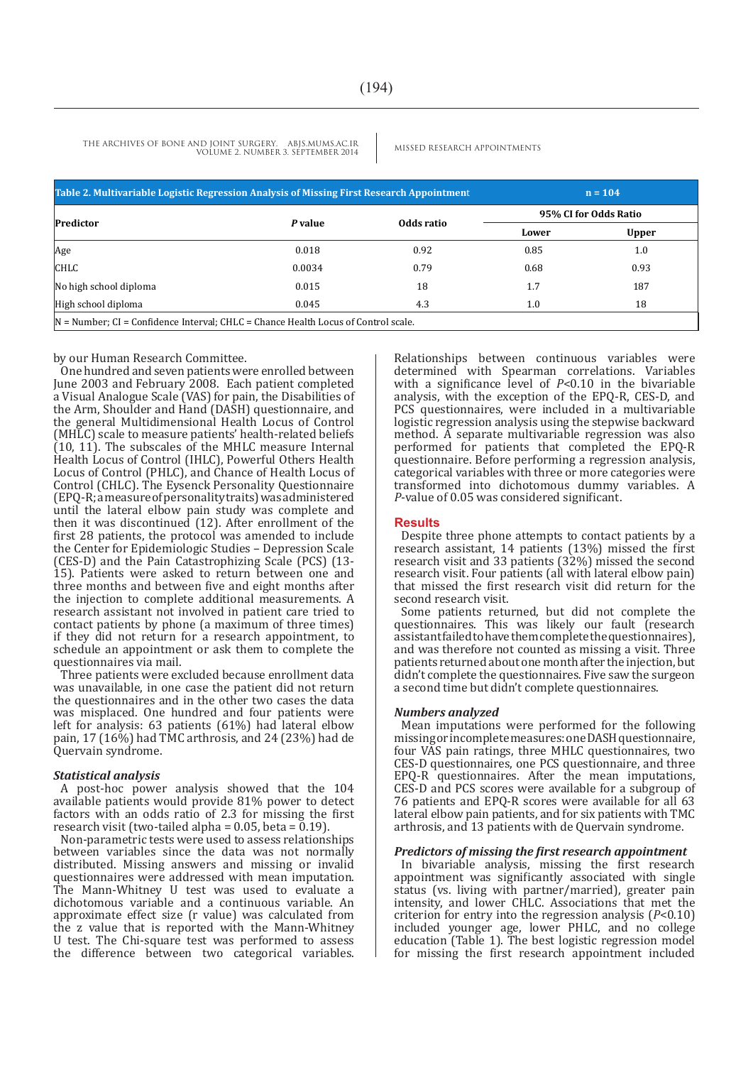**Table 2. Multivariable Logistic Regression Analysis of Missing First Research Appointment** n = 104

| Predictor | *P* value | Odds ratio | 95% CI for Odds Ratio | |
|---|---|---|---|---|
| | | | Lower | Upper |
| Age | 0.018 | 0.92 | 0.85 | 1.0 |
| CHLC | 0.0034 | 0.79 | 0.68 | 0.93 |
| No high school diploma | 0.015 | 18 | 1.7 | 187 |
| High school diploma | 0.045 | 4.3 | 1.0 | 18 |

N = Number; CI = Confidence Interval; CHLC = Chance Health Locus of Control scale.

by our Human Research Committee.

One hundred and seven patients were enrolled between June 2003 and February 2008. Each patient completed a Visual Analogue Scale (VAS) for pain, the Disabilities of the Arm, Shoulder and Hand (DASH) questionnaire, and the general Multidimensional Health Locus of Control (MHLC) scale to measure patients' health-related beliefs (10, 11). The subscales of the MHLC measure Internal Health Locus of Control (IHLC), Powerful Others Health Locus of Control (PHLC), and Chance of Health Locus of Control (CHLC). The Eysenck Personality Questionnaire (EPQ-R; a measure of personality traits) was administered until the lateral elbow pain study was complete and then it was discontinued (12). After enrollment of the first 28 patients, the protocol was amended to include the Center for Epidemiologic Studies – Depression Scale (CES-D) and the Pain Catastrophizing Scale (PCS) (13-15). Patients were asked to return between one and three months and between five and eight months after the injection to complete additional measurements. A research assistant not involved in patient care tried to contact patients by phone (a maximum of three times) if they did not return for a research appointment, to schedule an appointment or ask them to complete the questionnaires via mail.

Three patients were excluded because enrollment data was unavailable, in one case the patient did not return the questionnaires and in the other two cases the data was misplaced. One hundred and four patients were left for analysis: 63 patients (61%) had lateral elbow pain, 17 (16%) had TMC arthrosis, and 24 (23%) had de Quervain syndrome.

### *Statistical analysis*

A post-hoc power analysis showed that the 104 available patients would provide 81% power to detect factors with an odds ratio of 2.3 for missing the first research visit (two-tailed alpha = 0.05, beta = 0.19).

Non-parametric tests were used to assess relationships between variables since the data was not normally distributed. Missing answers and missing or invalid questionnaires were addressed with mean imputation. The Mann-Whitney U test was used to evaluate a dichotomous variable and a continuous variable. An approximate effect size (r value) was calculated from the z value that is reported with the Mann-Whitney U test. The Chi-square test was performed to assess the difference between two categorical variables. Relationships between continuous variables were determined with Spearman correlations. Variables with a significance level of $P<0.10$ in the bivariable analysis, with the exception of the EPQ-R, CES-D, and PCS questionnaires, were included in a multivariable logistic regression analysis using the stepwise backward method. A separate multivariable regression was also performed for patients that completed the EPQ-R questionnaire. Before performing a regression analysis, categorical variables with three or more categories were transformed into dichotomous dummy variables. A *P*-value of 0.05 was considered significant.

## Results

Despite three phone attempts to contact patients by a research assistant, 14 patients (13%) missed the first research visit and 33 patients (32%) missed the second research visit. Four patients (all with lateral elbow pain) that missed the first research visit did return for the second research visit.

Some patients returned, but did not complete the questionnaires. This was likely our fault (research assistant failed to have them complete the questionnaires), and was therefore not counted as missing a visit. Three patients returned about one month after the injection, but didn't complete the questionnaires. Five saw the surgeon a second time but didn't complete questionnaires.

### *Numbers analyzed*

Mean imputations were performed for the following missing or incomplete measures: one DASH questionnaire, four VAS pain ratings, three MHLC questionnaires, two CES-D questionnaires, one PCS questionnaire, and three EPQ-R questionnaires. After the mean imputations, CES-D and PCS scores were available for a subgroup of 76 patients and EPQ-R scores were available for all 63 lateral elbow pain patients, and for six patients with TMC arthrosis, and 13 patients with de Quervain syndrome.

### *Predictors of missing the first research appointment*

In bivariable analysis, missing the first research appointment was significantly associated with single status (vs. living with partner/married), greater pain intensity, and lower CHLC. Associations that met the criterion for entry into the regression analysis ($P<0.10$) included younger age, lower PHLC, and no college education (Table 1). The best logistic regression model for missing the first research appointment included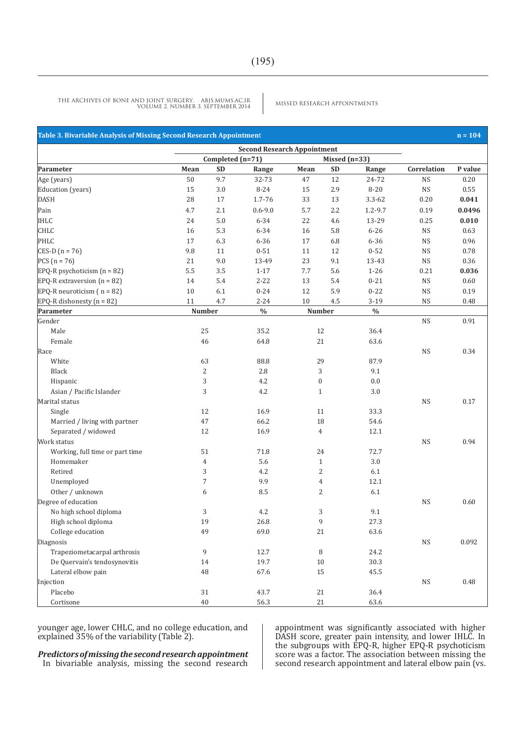**Table 3. Bivariable Analysis of Missing Second Research Appointment** n = 104

| | Second Research Appointment | | | | | | | |
|---|---|---|---|---|---|---|---|---|
| | Completed (n=71) | | | Missed (n=33) | | | | |
| Parameter | Mean | SD | Range | Mean | SD | Range | Correlation | P value |
| Age (years) | 50 | 9.7 | 32-73 | 47 | 12 | 24-72 | NS | 0.20 |
| Education (years) | 15 | 3.0 | 8-24 | 15 | 2.9 | 8-20 | NS | 0.55 |
| DASH | 28 | 17 | 1.7-76 | 33 | 13 | 3.3-62 | 0.20 | **0.041** |
| Pain | 4.7 | 2.1 | 0.6-9.0 | 5.7 | 2.2 | 1.2-9.7 | 0.19 | **0.0496** |
| IHLC | 24 | 5.0 | 6-34 | 22 | 4.6 | 13-29 | 0.25 | **0.010** |
| CHLC | 16 | 5.3 | 6-34 | 16 | 5.8 | 6-26 | NS | 0.63 |
| PHLC | 17 | 6.3 | 6-36 | 17 | 6.8 | 6-36 | NS | 0.96 |
| CES-D (n = 76) | 9.8 | 11 | 0-51 | 11 | 12 | 0-52 | NS | 0.78 |
| PCS (n = 76) | 21 | 9.0 | 13-49 | 23 | 9.1 | 13-43 | NS | 0.36 |
| EPQ-R psychoticism (n = 82) | 5.5 | 3.5 | 1-17 | 7.7 | 5.6 | 1-26 | 0.21 | **0.036** |
| EPQ-R extraversion (n = 82) | 14 | 5.4 | 2-22 | 13 | 5.4 | 0-21 | NS | 0.60 |
| EPQ-R neuroticism ( n = 82) | 10 | 6.1 | 0-24 | 12 | 5.9 | 0-22 | NS | 0.19 |
| EPQ-R dishonesty (n = 82) | 11 | 4.7 | 2-24 | 10 | 4.5 | 3-19 | NS | 0.48 |
| **Parameter** | **Number** | | **%** | **Number** | | **%** | | |
| Gender | | | | | | | NS | 0.91 |
| Male | 25 | | 35.2 | 12 | | 36.4 | | |
| Female | 46 | | 64.8 | 21 | | 63.6 | | |
| Race | | | | | | | NS | 0.34 |
| White | 63 | | 88.8 | 29 | | 87.9 | | |
| Black | 2 | | 2.8 | 3 | | 9.1 | | |
| Hispanic | 3 | | 4.2 | 0 | | 0.0 | | |
| Asian / Pacific Islander | 3 | | 4.2 | 1 | | 3.0 | | |
| Marital status | | | | | | | NS | 0.17 |
| Single | 12 | | 16.9 | 11 | | 33.3 | | |
| Married / living with partner | 47 | | 66.2 | 18 | | 54.6 | | |
| Separated / widowed | 12 | | 16.9 | 4 | | 12.1 | | |
| Work status | | | | | | | NS | 0.94 |
| Working, full time or part time | 51 | | 71.8 | 24 | | 72.7 | | |
| Homemaker | 4 | | 5.6 | 1 | | 3.0 | | |
| Retired | 3 | | 4.2 | 2 | | 6.1 | | |
| Unemployed | 7 | | 9.9 | 4 | | 12.1 | | |
| Other / unknown | 6 | | 8.5 | 2 | | 6.1 | | |
| Degree of education | | | | | | | NS | 0.60 |
| No high school diploma | 3 | | 4.2 | 3 | | 9.1 | | |
| High school diploma | 19 | | 26.8 | 9 | | 27.3 | | |
| College education | 49 | | 69.0 | 21 | | 63.6 | | |
| Diagnosis | | | | | | | NS | 0.092 |
| Trapeziometacarpal arthrosis | 9 | | 12.7 | 8 | | 24.2 | | |
| De Quervain's tendosynovitis | 14 | | 19.7 | 10 | | 30.3 | | |
| Lateral elbow pain | 48 | | 67.6 | 15 | | 45.5 | | |
| Injection | | | | | | | NS | 0.48 |
| Placebo | 31 | | 43.7 | 21 | | 36.4 | | |
| Cortisone | 40 | | 56.3 | 21 | | 63.6 | | |

younger age, lower CHLC, and no college education, and explained 35% of the variability (Table 2).

***Predictors of missing the second research appointment***

In bivariable analysis, missing the second research appointment was significantly associated with higher DASH score, greater pain intensity, and lower IHLC. In the subgroups with EPQ-R, higher EPQ-R psychoticism score was a factor. The association between missing the second research appointment and lateral elbow pain (vs.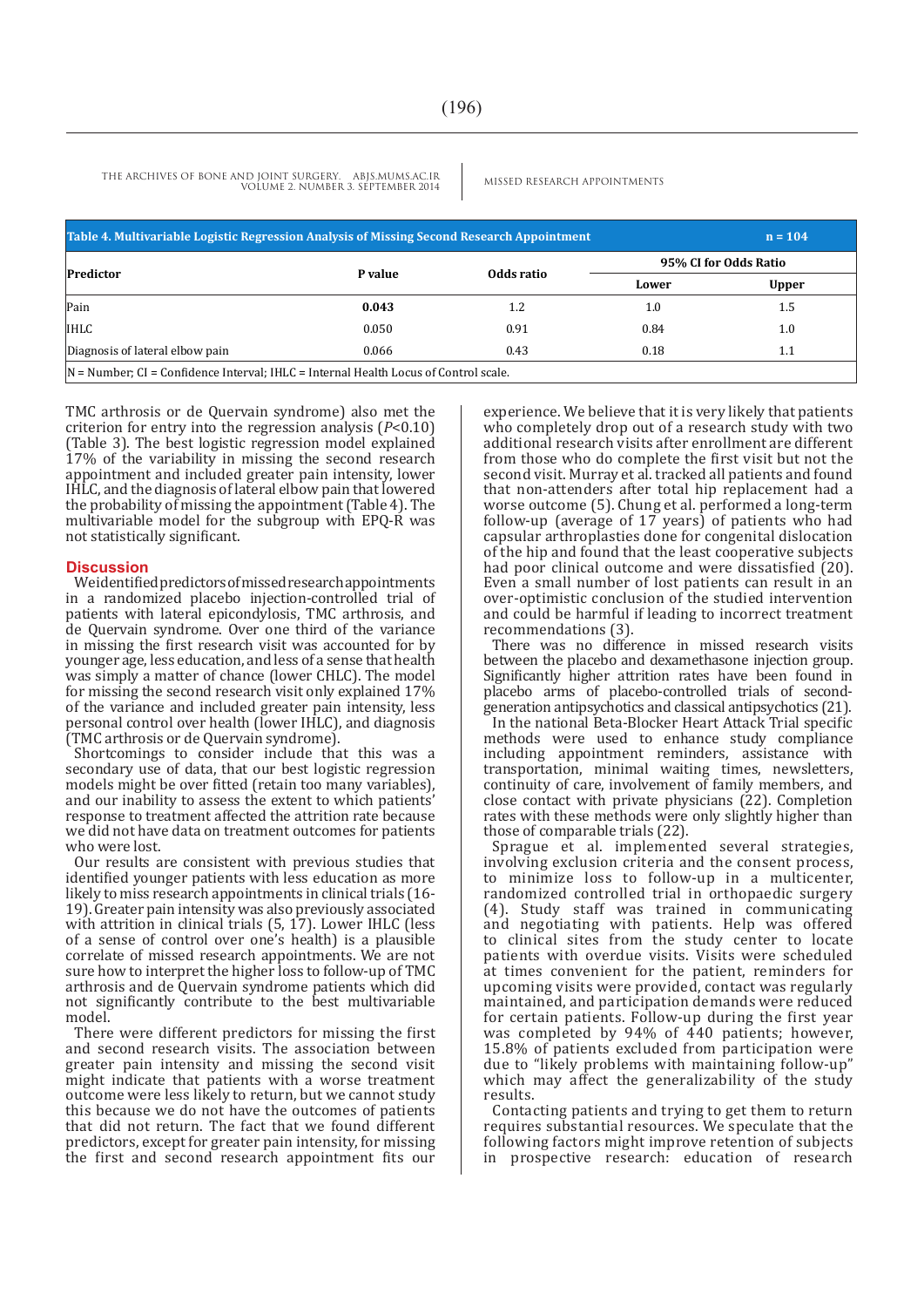**Table 4. Multivariable Logistic Regression Analysis of Missing Second Research Appointment** n = 104

| Predictor | P value | Odds ratio | 95% CI for Odds Ratio | |
|---|---|---|---|---|
| | | | Lower | Upper |
| Pain | **0.043** | 1.2 | 1.0 | 1.5 |
| IHLC | 0.050 | 0.91 | 0.84 | 1.0 |
| Diagnosis of lateral elbow pain | 0.066 | 0.43 | 0.18 | 1.1 |

N = Number; CI = Confidence Interval; IHLC = Internal Health Locus of Control scale.

TMC arthrosis or de Quervain syndrome) also met the criterion for entry into the regression analysis (*P*<0.10) (Table 3). The best logistic regression model explained 17% of the variability in missing the second research appointment and included greater pain intensity, lower IHLC, and the diagnosis of lateral elbow pain that lowered the probability of missing the appointment (Table 4). The multivariable model for the subgroup with EPQ-R was not statistically significant.

## Discussion

We identified predictors of missed research appointments in a randomized placebo injection-controlled trial of patients with lateral epicondylosis, TMC arthrosis, and de Quervain syndrome. Over one third of the variance in missing the first research visit was accounted for by younger age, less education, and less of a sense that health was simply a matter of chance (lower CHLC). The model for missing the second research visit only explained 17% of the variance and included greater pain intensity, less personal control over health (lower IHLC), and diagnosis (TMC arthrosis or de Quervain syndrome).

Shortcomings to consider include that this was a secondary use of data, that our best logistic regression models might be over fitted (retain too many variables), and our inability to assess the extent to which patients' response to treatment affected the attrition rate because we did not have data on treatment outcomes for patients who were lost.

Our results are consistent with previous studies that identified younger patients with less education as more likely to miss research appointments in clinical trials (16-19). Greater pain intensity was also previously associated with attrition in clinical trials (5, 17). Lower IHLC (less of a sense of control over one's health) is a plausible correlate of missed research appointments. We are not sure how to interpret the higher loss to follow-up of TMC arthrosis and de Quervain syndrome patients which did not significantly contribute to the best multivariable model.

There were different predictors for missing the first and second research visits. The association between greater pain intensity and missing the second visit might indicate that patients with a worse treatment outcome were less likely to return, but we cannot study this because we do not have the outcomes of patients that did not return. The fact that we found different predictors, except for greater pain intensity, for missing the first and second research appointment fits our experience. We believe that it is very likely that patients who completely drop out of a research study with two additional research visits after enrollment are different from those who do complete the first visit but not the second visit. Murray et al. tracked all patients and found that non-attenders after total hip replacement had a worse outcome (5). Chung et al. performed a long-term follow-up (average of 17 years) of patients who had capsular arthroplasties done for congenital dislocation of the hip and found that the least cooperative subjects had poor clinical outcome and were dissatisfied (20). Even a small number of lost patients can result in an over-optimistic conclusion of the studied intervention and could be harmful if leading to incorrect treatment recommendations (3).

There was no difference in missed research visits between the placebo and dexamethasone injection group. Significantly higher attrition rates have been found in placebo arms of placebo-controlled trials of second-generation antipsychotics and classical antipsychotics (21).

In the national Beta-Blocker Heart Attack Trial specific methods were used to enhance study compliance including appointment reminders, assistance with transportation, minimal waiting times, newsletters, continuity of care, involvement of family members, and close contact with private physicians (22). Completion rates with these methods were only slightly higher than those of comparable trials (22).

Sprague et al. implemented several strategies, involving exclusion criteria and the consent process, to minimize loss to follow-up in a multicenter, randomized controlled trial in orthopaedic surgery (4). Study staff was trained in communicating and negotiating with patients. Help was offered to clinical sites from the study center to locate patients with overdue visits. Visits were scheduled at times convenient for the patient, reminders for upcoming visits were provided, contact was regularly maintained, and participation demands were reduced for certain patients. Follow-up during the first year was completed by 94% of 440 patients; however, 15.8% of patients excluded from participation were due to "likely problems with maintaining follow-up" which may affect the generalizability of the study results.

Contacting patients and trying to get them to return requires substantial resources. We speculate that the following factors might improve retention of subjects in prospective research: education of research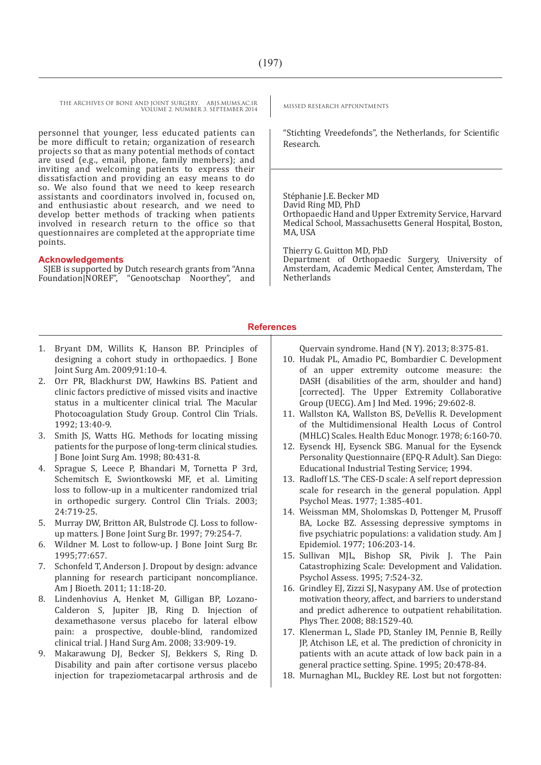personnel that younger, less educated patients can be more difficult to retain; organization of research projects so that as many potential methods of contact are used (e.g., email, phone, family members); and inviting and welcoming patients to express their dissatisfaction and providing an easy means to do so. We also found that we need to keep research assistants and coordinators involved in, focused on, and enthusiastic about research, and we need to develop better methods of tracking when patients involved in research return to the office so that questionnaires are completed at the appropriate time points.

## Acknowledgements

SJEB is supported by Dutch research grants from "Anna Foundation|NOREF", "Genootschap Noorthey", and "Stichting Vreedefonds", the Netherlands, for Scientific Research.

Stéphanie J.E. Becker MD
David Ring MD, PhD
Orthopaedic Hand and Upper Extremity Service, Harvard Medical School, Massachusetts General Hospital, Boston, MA, USA

Thierry G. Guitton MD, PhD
Department of Orthopaedic Surgery, University of Amsterdam, Academic Medical Center, Amsterdam, The Netherlands

## References

1. Bryant DM, Willits K, Hanson BP. Principles of designing a cohort study in orthopaedics. J Bone Joint Surg Am. 2009;91:10-4.
2. Orr PR, Blackhurst DW, Hawkins BS. Patient and clinic factors predictive of missed visits and inactive status in a multicenter clinical trial. The Macular Photocoagulation Study Group. Control Clin Trials. 1992; 13:40-9.
3. Smith JS, Watts HG. Methods for locating missing patients for the purpose of long-term clinical studies. J Bone Joint Surg Am. 1998; 80:431-8.
4. Sprague S, Leece P, Bhandari M, Tornetta P 3rd, Schemitsch E, Swiontkowski MF, et al. Limiting loss to follow-up in a multicenter randomized trial in orthopedic surgery. Control Clin Trials. 2003; 24:719-25.
5. Murray DW, Britton AR, Bulstrode CJ. Loss to follow-up matters. J Bone Joint Surg Br. 1997; 79:254-7.
6. Wildner M. Lost to follow-up. J Bone Joint Surg Br. 1995;77:657.
7. Schonfeld T, Anderson J. Dropout by design: advance planning for research participant noncompliance. Am J Bioeth. 2011; 11:18-20.
8. Lindenhovius A, Henket M, Gilligan BP, Lozano-Calderon S, Jupiter JB, Ring D. Injection of dexamethasone versus placebo for lateral elbow pain: a prospective, double-blind, randomized clinical trial. J Hand Surg Am. 2008; 33:909-19.
9. Makarawung DJ, Becker SJ, Bekkers S, Ring D. Disability and pain after cortisone versus placebo injection for trapeziometacarpal arthrosis and de Quervain syndrome. Hand (N Y). 2013; 8:375-81.
10. Hudak PL, Amadio PC, Bombardier C. Development of an upper extremity outcome measure: the DASH (disabilities of the arm, shoulder and hand) [corrected]. The Upper Extremity Collaborative Group (UECG). Am J Ind Med. 1996; 29:602-8.
11. Wallston KA, Wallston BS, DeVellis R. Development of the Multidimensional Health Locus of Control (MHLC) Scales. Health Educ Monogr. 1978; 6:160-70.
12. Eysenck HJ, Eysenck SBG. Manual for the Eysenck Personality Questionnaire (EPQ-R Adult). San Diego: Educational Industrial Testing Service; 1994.
13. Radloff LS. 'The CES-D scale: A self report depression scale for research in the general population. Appl Psychol Meas. 1977; 1:385-401.
14. Weissman MM, Sholomskas D, Pottenger M, Prusoff BA, Locke BZ. Assessing depressive symptoms in five psychiatric populations: a validation study. Am J Epidemiol. 1977; 106:203-14.
15. Sullivan MJL, Bishop SR, Pivik J. The Pain Catastrophizing Scale: Development and Validation. Psychol Assess. 1995; 7:524-32.
16. Grindley EJ, Zizzi SJ, Nasypany AM. Use of protection motivation theory, affect, and barriers to understand and predict adherence to outpatient rehabilitation. Phys Ther. 2008; 88:1529-40.
17. Klenerman L, Slade PD, Stanley IM, Pennie B, Reilly JP, Atchison LE, et al. The prediction of chronicity in patients with an acute attack of low back pain in a general practice setting. Spine. 1995; 20:478-84.
18. Murnaghan ML, Buckley RE. Lost but not forgotten: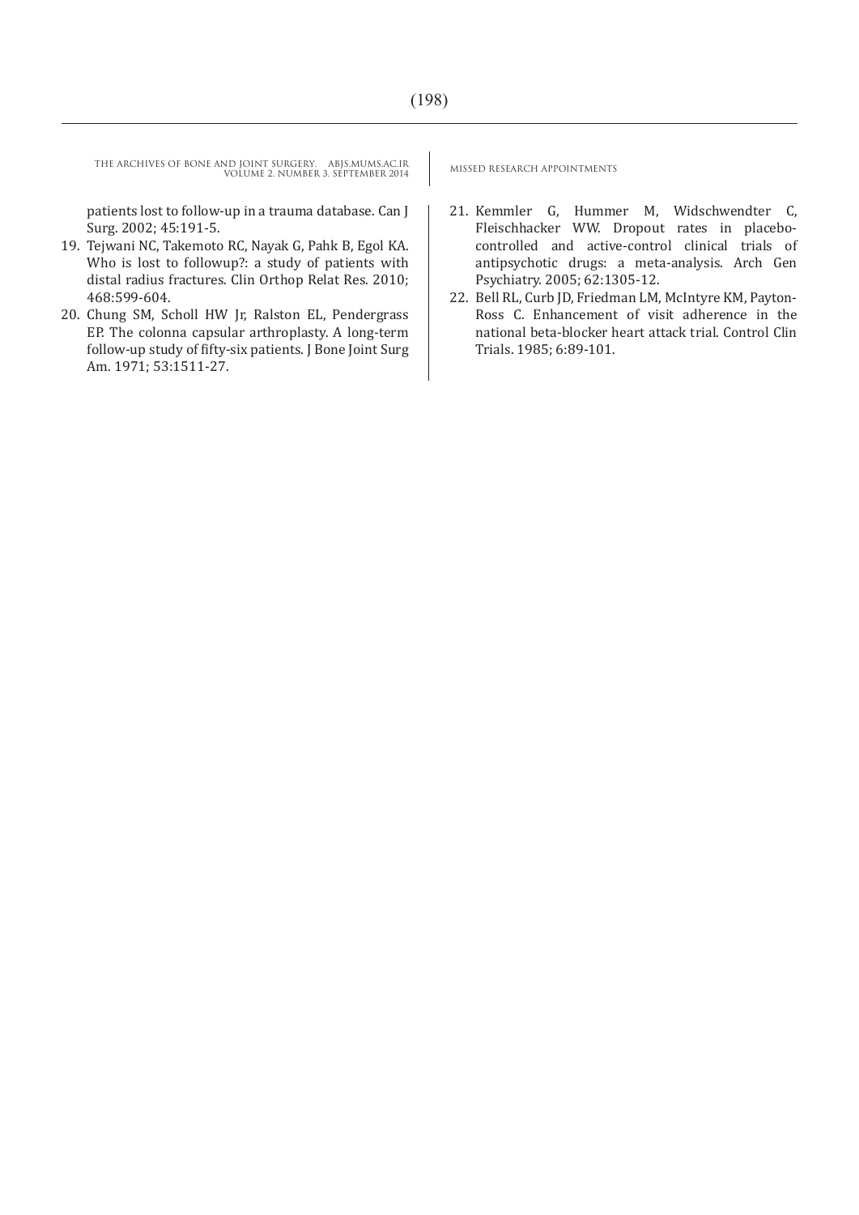patients lost to follow-up in a trauma database. Can J Surg. 2002; 45:191-5.

19. Tejwani NC, Takemoto RC, Nayak G, Pahk B, Egol KA. Who is lost to followup?: a study of patients with distal radius fractures. Clin Orthop Relat Res. 2010; 468:599-604.
20. Chung SM, Scholl HW Jr, Ralston EL, Pendergrass EP. The colonna capsular arthroplasty. A long-term follow-up study of fifty-six patients. J Bone Joint Surg Am. 1971; 53:1511-27.
21. Kemmler G, Hummer M, Widschwendter C, Fleischhacker WW. Dropout rates in placebo-controlled and active-control clinical trials of antipsychotic drugs: a meta-analysis. Arch Gen Psychiatry. 2005; 62:1305-12.
22. Bell RL, Curb JD, Friedman LM, McIntyre KM, Payton-Ross C. Enhancement of visit adherence in the national beta-blocker heart attack trial. Control Clin Trials. 1985; 6:89-101.